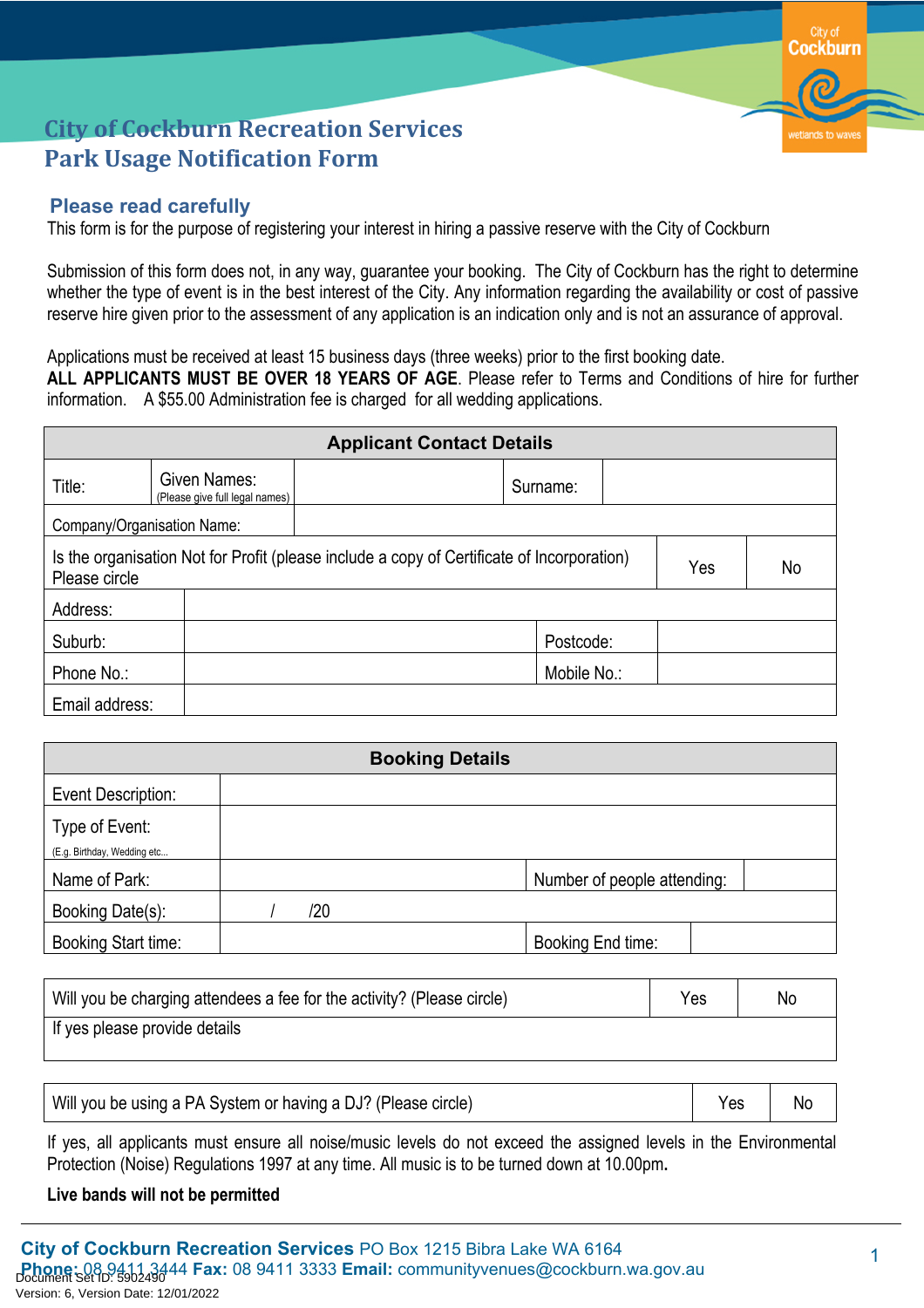# City of Cockburn Recreation Services
# Park Usage Notification Form

## Please read carefully

This form is for the purpose of registering your interest in hiring a passive reserve with the City of Cockburn

Submission of this form does not, in any way, guarantee your booking. The City of Cockburn has the right to determine whether the type of event is in the best interest of the City. Any information regarding the availability or cost of passive reserve hire given prior to the assessment of any application is an indication only and is not an assurance of approval.

Applications must be received at least 15 business days (three weeks) prior to the first booking date.
**ALL APPLICANTS MUST BE OVER 18 YEARS OF AGE**. Please refer to Terms and Conditions of hire for further information. A $55.00 Administration fee is charged for all wedding applications.

| Applicant Contact Details | | | | |
|---|---|---|---|---|
| Title: | Given Names: (Please give full legal names) | | Surname: | |
| Company/Organisation Name: | | | | |
| Is the organisation Not for Profit (please include a copy of Certificate of Incorporation) Please circle | | | Yes | No |
| Address: | | | | |
| Suburb: | | | Postcode: | |
| Phone No.: | | | Mobile No.: | |
| Email address: | | | | |

| Booking Details | | | |
|---|---|---|---|
| Event Description: | | | |
| Type of Event: (E.g. Birthday, Wedding etc... | | | |
| Name of Park: | | Number of people attending: | |
| Booking Date(s): | / /20 | | |
| Booking Start time: | | Booking End time: | |

| | | |
|---|---|---|
| Will you be charging attendees a fee for the activity? (Please circle) | Yes | No |
| If yes please provide details | | |

| | | |
|---|---|---|
| Will you be using a PA System or having a DJ? (Please circle) | Yes | No |

If yes, all applicants must ensure all noise/music levels do not exceed the assigned levels in the Environmental Protection (Noise) Regulations 1997 at any time. All music is to be turned down at 10.00pm.

**Live bands will not be permitted**

**City of Cockburn Recreation Services** PO Box 1215 Bibra Lake WA 6164
**Phone:** 08 9411 3444 **Fax:** 08 9411 3333 **Email:** communityvenues@cockburn.wa.gov.au

Document Set ID: 5902490
Version: 6, Version Date: 12/01/2022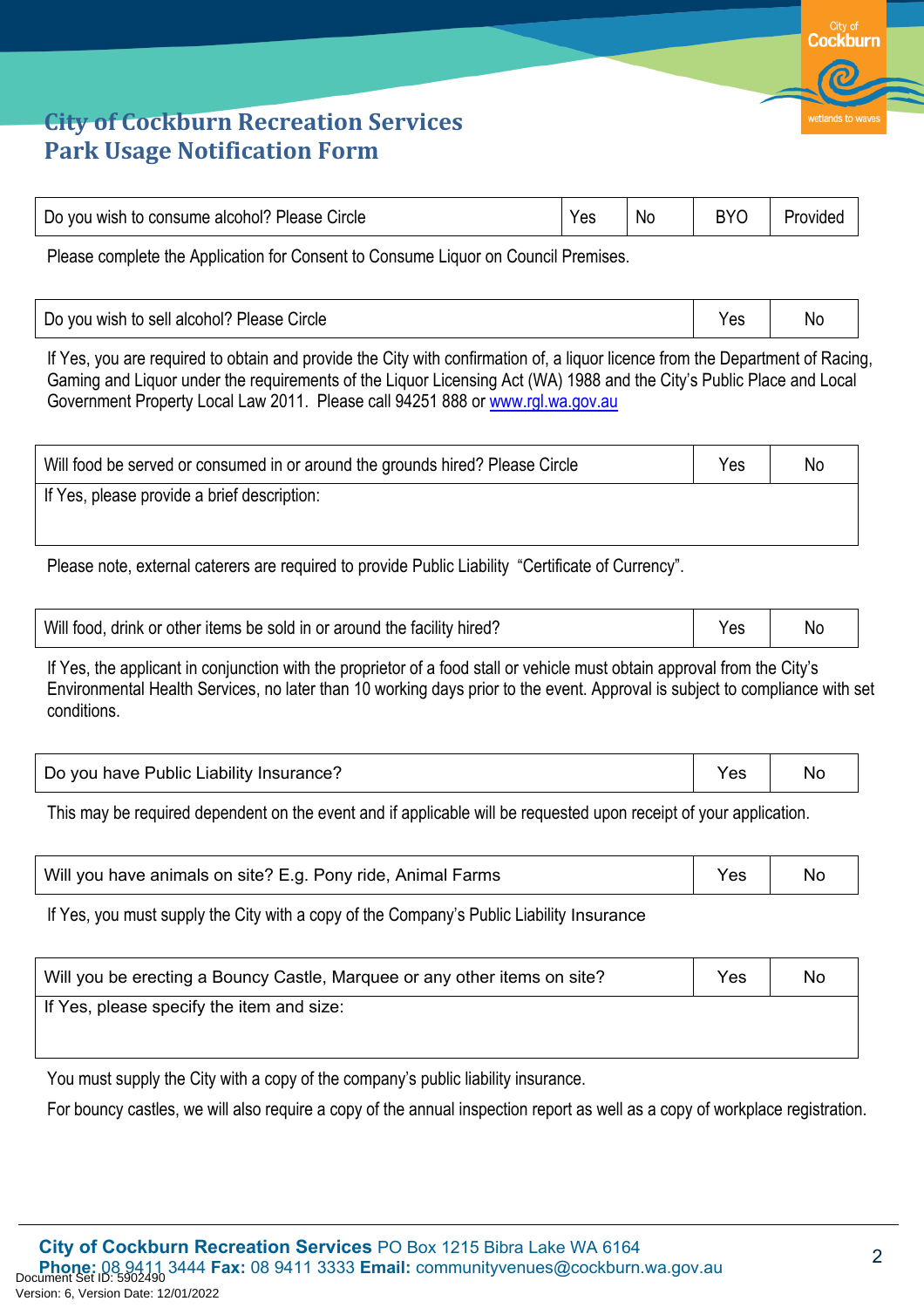# City of Cockburn Recreation Services
# Park Usage Notification Form

| Do you wish to consume alcohol? Please Circle | Yes | No | BYO | Provided |
|---|---|---|---|---|

Please complete the Application for Consent to Consume Liquor on Council Premises.

| Do you wish to sell alcohol? Please Circle | Yes | No |
|---|---|---|

If Yes, you are required to obtain and provide the City with confirmation of, a liquor licence from the Department of Racing, Gaming and Liquor under the requirements of the Liquor Licensing Act (WA) 1988 and the City's Public Place and Local Government Property Local Law 2011. Please call 94251 888 or [www.rgl.wa.gov.au](http://www.rgl.wa.gov.au)

| Will food be served or consumed in or around the grounds hired? Please Circle | Yes | No |
|---|---|---|
| If Yes, please provide a brief description: | | |

Please note, external caterers are required to provide Public Liability "Certificate of Currency".

| Will food, drink or other items be sold in or around the facility hired? | Yes | No |
|---|---|---|

If Yes, the applicant in conjunction with the proprietor of a food stall or vehicle must obtain approval from the City's Environmental Health Services, no later than 10 working days prior to the event. Approval is subject to compliance with set conditions.

| Do you have Public Liability Insurance? | Yes | No |
|---|---|---|

This may be required dependent on the event and if applicable will be requested upon receipt of your application.

| Will you have animals on site? E.g. Pony ride, Animal Farms | Yes | No |
|---|---|---|

If Yes, you must supply the City with a copy of the Company's Public Liability Insurance

| Will you be erecting a Bouncy Castle, Marquee or any other items on site? | Yes | No |
|---|---|---|
| If Yes, please specify the item and size: | | |

You must supply the City with a copy of the company's public liability insurance.

For bouncy castles, we will also require a copy of the annual inspection report as well as a copy of workplace registration.

**City of Cockburn Recreation Services** PO Box 1215 Bibra Lake WA 6164
**Phone:** 08 9411 3444 **Fax:** 08 9411 3333 **Email:** communityvenues@cockburn.wa.gov.au

Document Set ID: 5902490
Version: 6, Version Date: 12/01/2022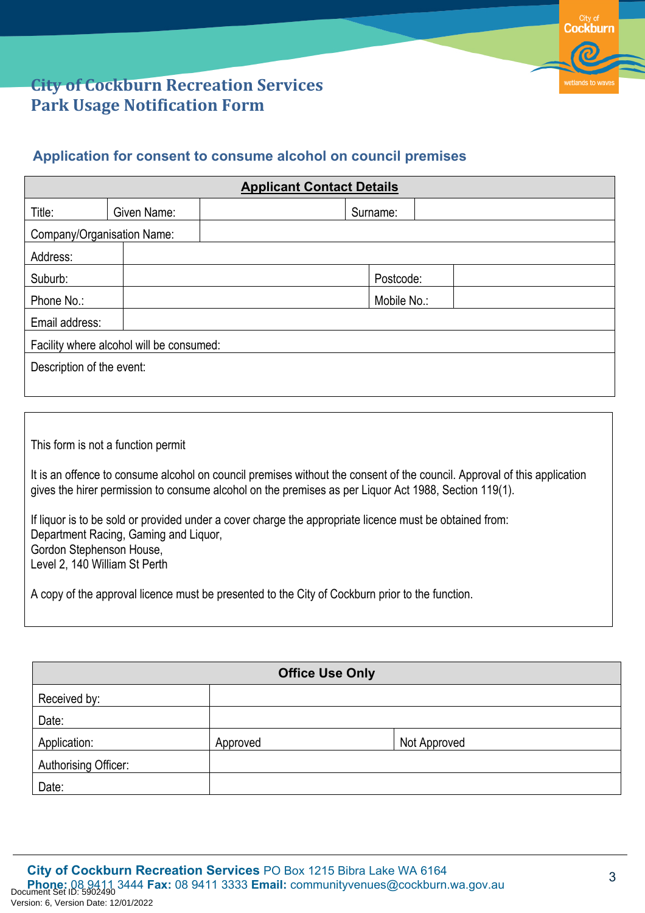# City of Cockburn Recreation Services
# Park Usage Notification Form

## Application for consent to consume alcohol on council premises

| **Applicant Contact Details** | | | | |
|---|---|---|---|---|
| Title: | Given Name: | | Surname: | |
| Company/Organisation Name: | | | | |
| Address: | | | | |
| Suburb: | | | Postcode: | |
| Phone No.: | | | Mobile No.: | |
| Email address: | | | | |
| Facility where alcohol will be consumed: | | | | |
| Description of the event: | | | | |

This form is not a function permit

It is an offence to consume alcohol on council premises without the consent of the council. Approval of this application gives the hirer permission to consume alcohol on the premises as per Liquor Act 1988, Section 119(1).

If liquor is to be sold or provided under a cover charge the appropriate licence must be obtained from:
Department Racing, Gaming and Liquor,
Gordon Stephenson House,
Level 2, 140 William St Perth

A copy of the approval licence must be presented to the City of Cockburn prior to the function.

| **Office Use Only** | | |
|---|---|---|
| Received by: | | |
| Date: | | |
| Application: | Approved | Not Approved |
| Authorising Officer: | | |
| Date: | | |

**City of Cockburn Recreation Services** PO Box 1215 Bibra Lake WA 6164
**Phone:** 08 9411 3444 **Fax:** 08 9411 3333 **Email:** communityvenues@cockburn.wa.gov.au

Document Set ID: 5902490
Version: 6, Version Date: 12/01/2022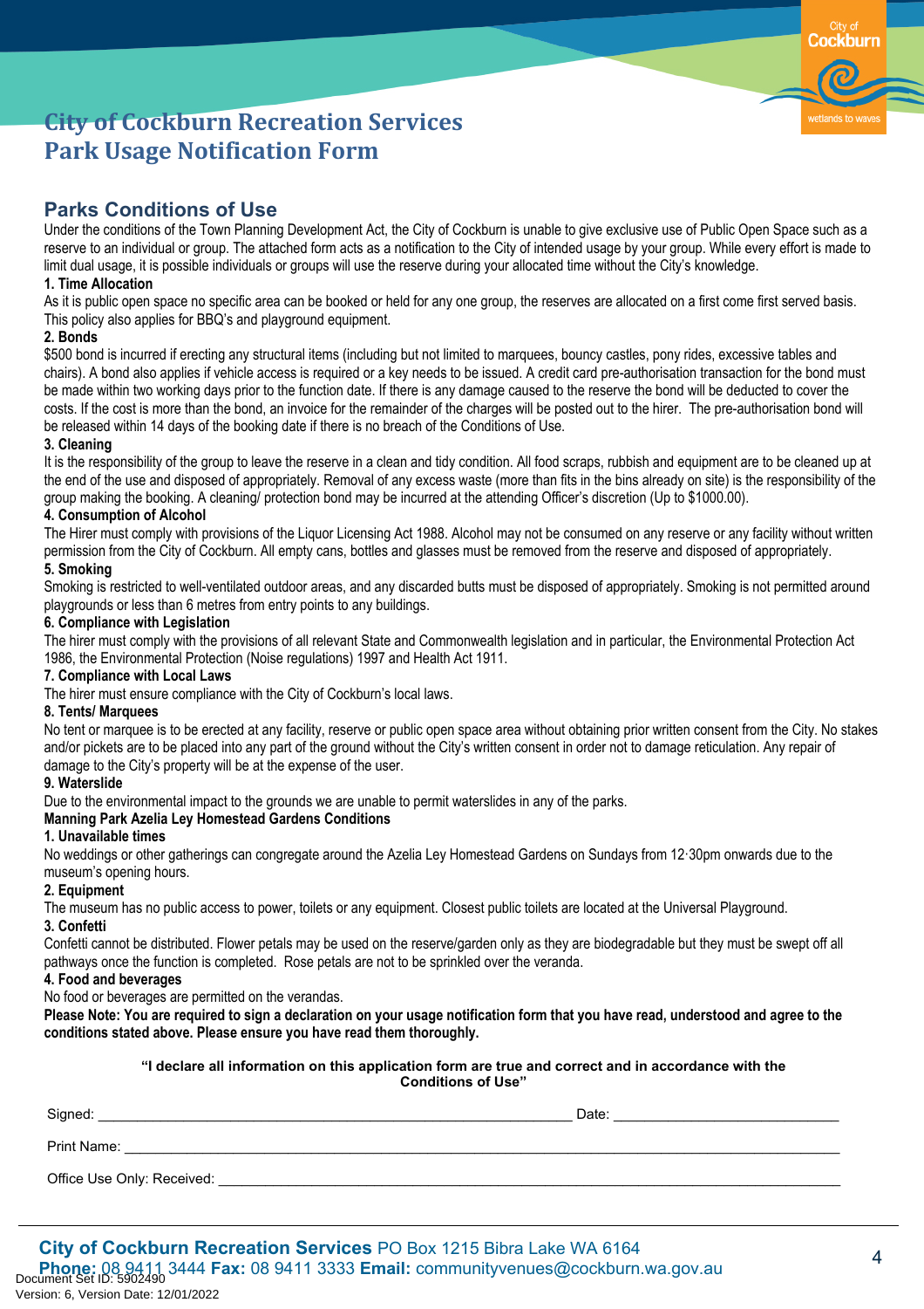# City of Cockburn Recreation Services
# Park Usage Notification Form

## Parks Conditions of Use

Under the conditions of the Town Planning Development Act, the City of Cockburn is unable to give exclusive use of Public Open Space such as a reserve to an individual or group. The attached form acts as a notification to the City of intended usage by your group. While every effort is made to limit dual usage, it is possible individuals or groups will use the reserve during your allocated time without the City's knowledge.

**1. Time Allocation**

As it is public open space no specific area can be booked or held for any one group, the reserves are allocated on a first come first served basis. This policy also applies for BBQ's and playground equipment.

**2. Bonds**

$500 bond is incurred if erecting any structural items (including but not limited to marquees, bouncy castles, pony rides, excessive tables and chairs). A bond also applies if vehicle access is required or a key needs to be issued. A credit card pre-authorisation transaction for the bond must be made within two working days prior to the function date. If there is any damage caused to the reserve the bond will be deducted to cover the costs. If the cost is more than the bond, an invoice for the remainder of the charges will be posted out to the hirer. The pre-authorisation bond will be released within 14 days of the booking date if there is no breach of the Conditions of Use.

**3. Cleaning**

It is the responsibility of the group to leave the reserve in a clean and tidy condition. All food scraps, rubbish and equipment are to be cleaned up at the end of the use and disposed of appropriately. Removal of any excess waste (more than fits in the bins already on site) is the responsibility of the group making the booking. A cleaning/ protection bond may be incurred at the attending Officer's discretion (Up to $1000.00).

**4. Consumption of Alcohol**

The Hirer must comply with provisions of the Liquor Licensing Act 1988. Alcohol may not be consumed on any reserve or any facility without written permission from the City of Cockburn. All empty cans, bottles and glasses must be removed from the reserve and disposed of appropriately.

**5. Smoking**

Smoking is restricted to well-ventilated outdoor areas, and any discarded butts must be disposed of appropriately. Smoking is not permitted around playgrounds or less than 6 metres from entry points to any buildings.

**6. Compliance with Legislation**

The hirer must comply with the provisions of all relevant State and Commonwealth legislation and in particular, the Environmental Protection Act 1986, the Environmental Protection (Noise regulations) 1997 and Health Act 1911.

**7. Compliance with Local Laws**

The hirer must ensure compliance with the City of Cockburn's local laws.

**8. Tents/ Marquees**

No tent or marquee is to be erected at any facility, reserve or public open space area without obtaining prior written consent from the City. No stakes and/or pickets are to be placed into any part of the ground without the City's written consent in order not to damage reticulation. Any repair of damage to the City's property will be at the expense of the user.

**9. Waterslide**

Due to the environmental impact to the grounds we are unable to permit waterslides in any of the parks.

**Manning Park Azelia Ley Homestead Gardens Conditions**

**1. Unavailable times**

No weddings or other gatherings can congregate around the Azelia Ley Homestead Gardens on Sundays from 12·30pm onwards due to the museum's opening hours.

**2. Equipment**

The museum has no public access to power, toilets or any equipment. Closest public toilets are located at the Universal Playground.

**3. Confetti**

Confetti cannot be distributed. Flower petals may be used on the reserve/garden only as they are biodegradable but they must be swept off all pathways once the function is completed. Rose petals are not to be sprinkled over the veranda.

**4. Food and beverages**

No food or beverages are permitted on the verandas.

**Please Note: You are required to sign a declaration on your usage notification form that you have read, understood and agree to the conditions stated above. Please ensure you have read them thoroughly.**

**"I declare all information on this application form are true and correct and in accordance with the Conditions of Use"**

Signed: ______________________________ Date: ______________________

Print Name: ____________________________________________________

Office Use Only: Received: ______________________________________________

**City of Cockburn Recreation Services** PO Box 1215 Bibra Lake WA 6164
**Phone:** 08 9411 3444 **Fax:** 08 9411 3333 **Email:** communityvenues@cockburn.wa.gov.au

Document Set ID: 5902490
Version: 6, Version Date: 12/01/2022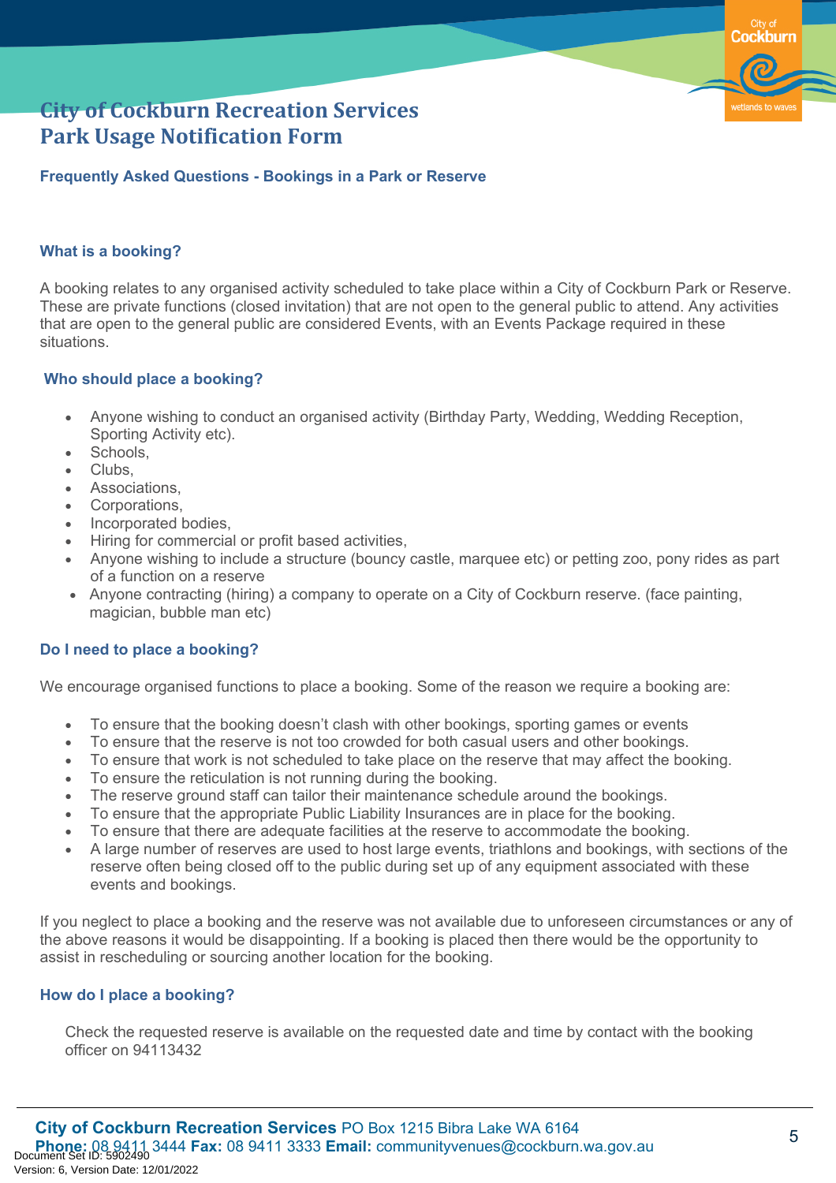**City of Cockburn Recreation Services**
**Park Usage Notification Form**

### Frequently Asked Questions - Bookings in a Park or Reserve

#### What is a booking?

A booking relates to any organised activity scheduled to take place within a City of Cockburn Park or Reserve. These are private functions (closed invitation) that are not open to the general public to attend. Any activities that are open to the general public are considered Events, with an Events Package required in these situations.

#### Who should place a booking?

- Anyone wishing to conduct an organised activity (Birthday Party, Wedding, Wedding Reception, Sporting Activity etc).
- Schools,
- Clubs,
- Associations,
- Corporations,
- Incorporated bodies,
- Hiring for commercial or profit based activities,
- Anyone wishing to include a structure (bouncy castle, marquee etc) or petting zoo, pony rides as part of a function on a reserve
- Anyone contracting (hiring) a company to operate on a City of Cockburn reserve. (face painting, magician, bubble man etc)

#### Do I need to place a booking?

We encourage organised functions to place a booking. Some of the reason we require a booking are:

- To ensure that the booking doesn't clash with other bookings, sporting games or events
- To ensure that the reserve is not too crowded for both casual users and other bookings.
- To ensure that work is not scheduled to take place on the reserve that may affect the booking.
- To ensure the reticulation is not running during the booking.
- The reserve ground staff can tailor their maintenance schedule around the bookings.
- To ensure that the appropriate Public Liability Insurances are in place for the booking.
- To ensure that there are adequate facilities at the reserve to accommodate the booking.
- A large number of reserves are used to host large events, triathlons and bookings, with sections of the reserve often being closed off to the public during set up of any equipment associated with these events and bookings.

If you neglect to place a booking and the reserve was not available due to unforeseen circumstances or any of the above reasons it would be disappointing. If a booking is placed then there would be the opportunity to assist in rescheduling or sourcing another location for the booking.

#### How do I place a booking?

Check the requested reserve is available on the requested date and time by contact with the booking officer on 94113432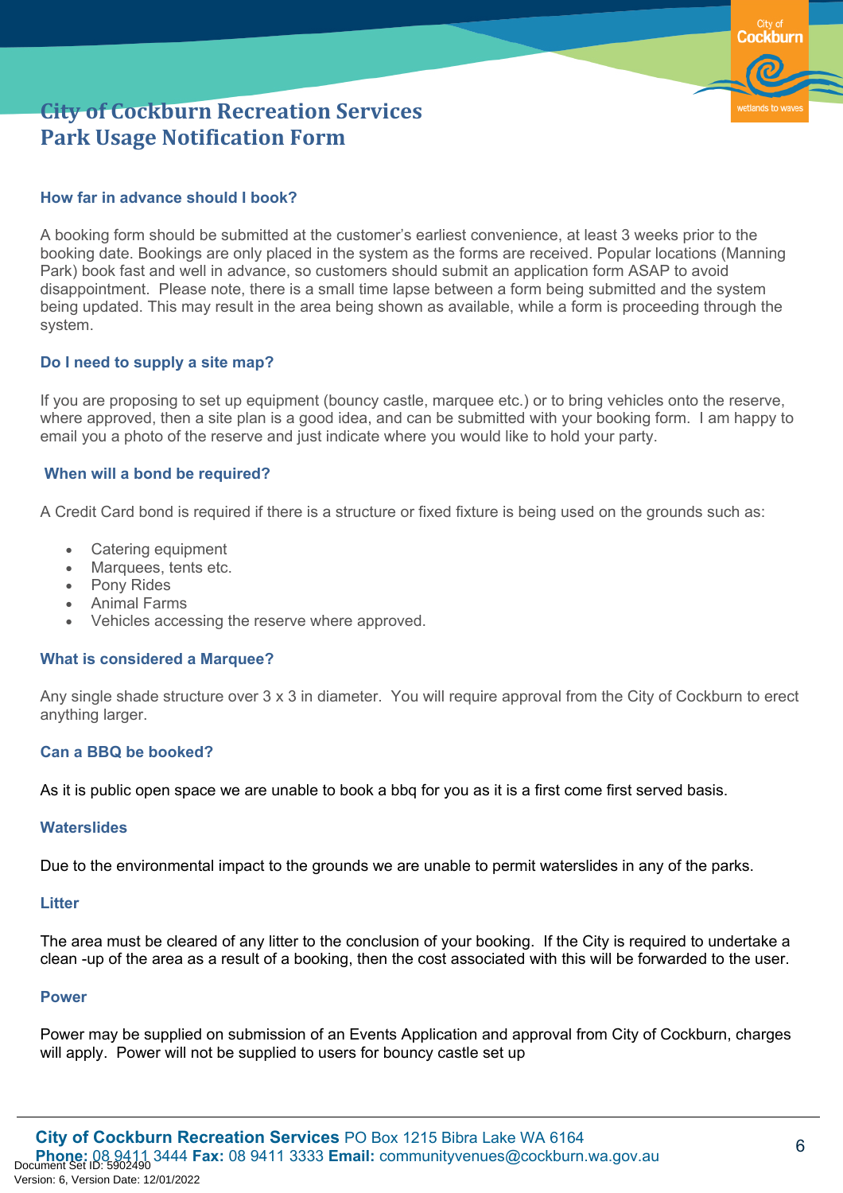# City of Cockburn Recreation Services
# Park Usage Notification Form

### How far in advance should I book?

A booking form should be submitted at the customer's earliest convenience, at least 3 weeks prior to the booking date. Bookings are only placed in the system as the forms are received. Popular locations (Manning Park) book fast and well in advance, so customers should submit an application form ASAP to avoid disappointment. Please note, there is a small time lapse between a form being submitted and the system being updated. This may result in the area being shown as available, while a form is proceeding through the system.

### Do I need to supply a site map?

If you are proposing to set up equipment (bouncy castle, marquee etc.) or to bring vehicles onto the reserve, where approved, then a site plan is a good idea, and can be submitted with your booking form. I am happy to email you a photo of the reserve and just indicate where you would like to hold your party.

### When will a bond be required?

A Credit Card bond is required if there is a structure or fixed fixture is being used on the grounds such as:

- Catering equipment
- Marquees, tents etc.
- Pony Rides
- Animal Farms
- Vehicles accessing the reserve where approved.

### What is considered a Marquee?

Any single shade structure over 3 x 3 in diameter. You will require approval from the City of Cockburn to erect anything larger.

### Can a BBQ be booked?

As it is public open space we are unable to book a bbq for you as it is a first come first served basis.

### Waterslides

Due to the environmental impact to the grounds we are unable to permit waterslides in any of the parks.

### Litter

The area must be cleared of any litter to the conclusion of your booking. If the City is required to undertake a clean -up of the area as a result of a booking, then the cost associated with this will be forwarded to the user.

### Power

Power may be supplied on submission of an Events Application and approval from City of Cockburn, charges will apply. Power will not be supplied to users for bouncy castle set up

**City of Cockburn Recreation Services** PO Box 1215 Bibra Lake WA 6164
**Phone:** 08 9411 3444 **Fax:** 08 9411 3333 **Email:** communityvenues@cockburn.wa.gov.au